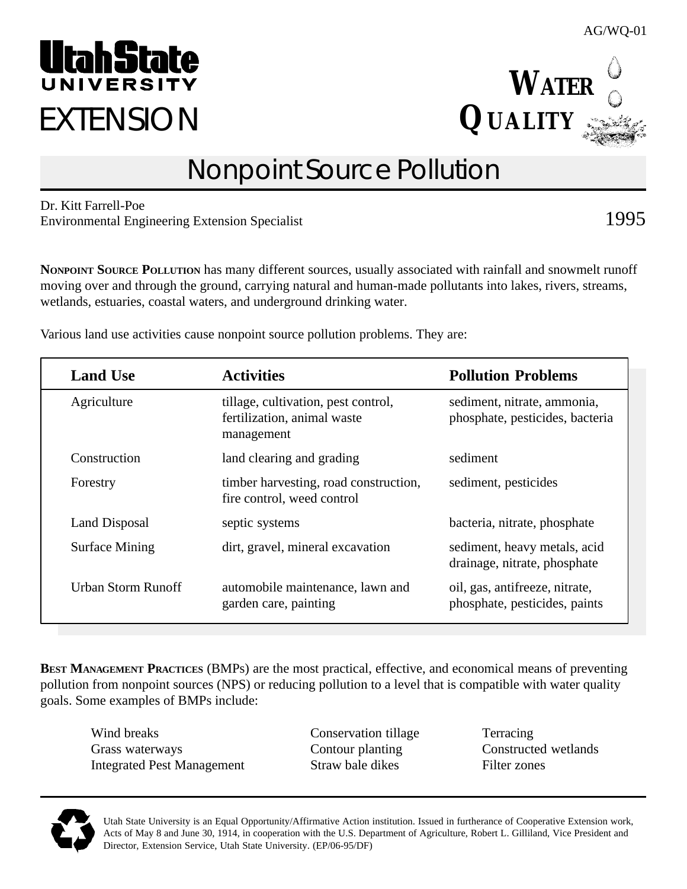AG/WQ-01

Utah State University EXTENSION

**WATER QUALITY**

# Nonpoint Source Pollution

Dr. Kitt Farrell-Poe
Environmental Engineering Extension Specialist

1995

**NONPOINT SOURCE POLLUTION** has many different sources, usually associated with rainfall and snowmelt runoff moving over and through the ground, carrying natural and human-made pollutants into lakes, rivers, streams, wetlands, estuaries, coastal waters, and underground drinking water.

Various land use activities cause nonpoint source pollution problems. They are:

| Land Use | Activities | Pollution Problems |
|---|---|---|
| Agriculture | tillage, cultivation, pest control, fertilization, animal waste management | sediment, nitrate, ammonia, phosphate, pesticides, bacteria |
| Construction | land clearing and grading | sediment |
| Forestry | timber harvesting, road construction, fire control, weed control | sediment, pesticides |
| Land Disposal | septic systems | bacteria, nitrate, phosphate |
| Surface Mining | dirt, gravel, mineral excavation | sediment, heavy metals, acid drainage, nitrate, phosphate |
| Urban Storm Runoff | automobile maintenance, lawn and garden care, painting | oil, gas, antifreeze, nitrate, phosphate, pesticides, paints |

**BEST MANAGEMENT PRACTICES** (BMPs) are the most practical, effective, and economical means of preventing pollution from nonpoint sources (NPS) or reducing pollution to a level that is compatible with water quality goals. Some examples of BMPs include:

- Wind breaks
- Grass waterways
- Integrated Pest Management
- Conservation tillage
- Contour planting
- Straw bale dikes
- Terracing
- Constructed wetlands
- Filter zones

Utah State University is an Equal Opportunity/Affirmative Action institution. Issued in furtherance of Cooperative Extension work, Acts of May 8 and June 30, 1914, in cooperation with the U.S. Department of Agriculture, Robert L. Gilliland, Vice President and Director, Extension Service, Utah State University. (EP/06-95/DF)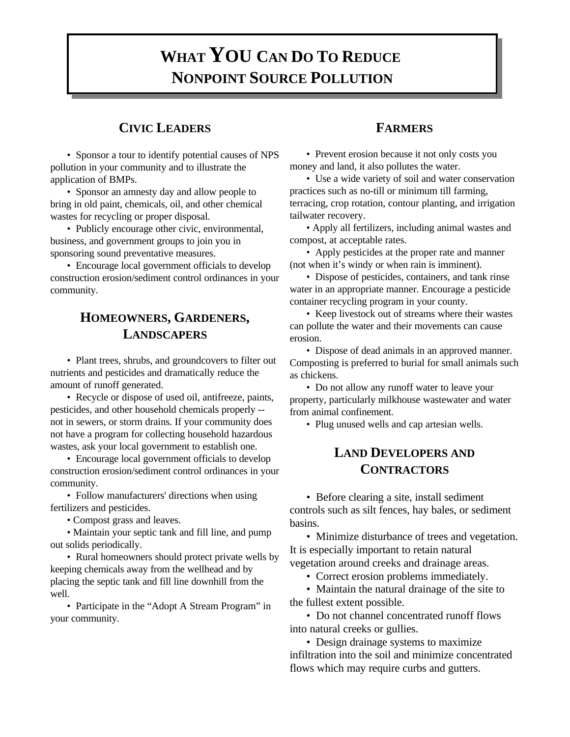# WHAT YOU CAN DO TO REDUCE NONPOINT SOURCE POLLUTION

## CIVIC LEADERS

- Sponsor a tour to identify potential causes of NPS pollution in your community and to illustrate the application of BMPs.
- Sponsor an amnesty day and allow people to bring in old paint, chemicals, oil, and other chemical wastes for recycling or proper disposal.
- Publicly encourage other civic, environmental, business, and government groups to join you in sponsoring sound preventative measures.
- Encourage local government officials to develop construction erosion/sediment control ordinances in your community.

## HOMEOWNERS, GARDENERS, LANDSCAPERS

- Plant trees, shrubs, and groundcovers to filter out nutrients and pesticides and dramatically reduce the amount of runoff generated.
- Recycle or dispose of used oil, antifreeze, paints, pesticides, and other household chemicals properly -- not in sewers, or storm drains. If your community does not have a program for collecting household hazardous wastes, ask your local government to establish one.
- Encourage local government officials to develop construction erosion/sediment control ordinances in your community.
- Follow manufacturers' directions when using fertilizers and pesticides.
- Compost grass and leaves.
- Maintain your septic tank and fill line, and pump out solids periodically.
- Rural homeowners should protect private wells by keeping chemicals away from the wellhead and by placing the septic tank and fill line downhill from the well.
- Participate in the “Adopt A Stream Program” in your community.

## FARMERS

- Prevent erosion because it not only costs you money and land, it also pollutes the water.
- Use a wide variety of soil and water conservation practices such as no-till or minimum till farming, terracing, crop rotation, contour planting, and irrigation tailwater recovery.
- Apply all fertilizers, including animal wastes and compost, at acceptable rates.
- Apply pesticides at the proper rate and manner (not when it’s windy or when rain is imminent).
- Dispose of pesticides, containers, and tank rinse water in an appropriate manner. Encourage a pesticide container recycling program in your county.
- Keep livestock out of streams where their wastes can pollute the water and their movements can cause erosion.
- Dispose of dead animals in an approved manner. Composting is preferred to burial for small animals such as chickens.
- Do not allow any runoff water to leave your property, particularly milkhouse wastewater and water from animal confinement.
- Plug unused wells and cap artesian wells.

## LAND DEVELOPERS AND CONTRACTORS

- Before clearing a site, install sediment controls such as silt fences, hay bales, or sediment basins.
- Minimize disturbance of trees and vegetation. It is especially important to retain natural vegetation around creeks and drainage areas.
- Correct erosion problems immediately.
- Maintain the natural drainage of the site to the fullest extent possible.
- Do not channel concentrated runoff flows into natural creeks or gullies.
- Design drainage systems to maximize infiltration into the soil and minimize concentrated flows which may require curbs and gutters.